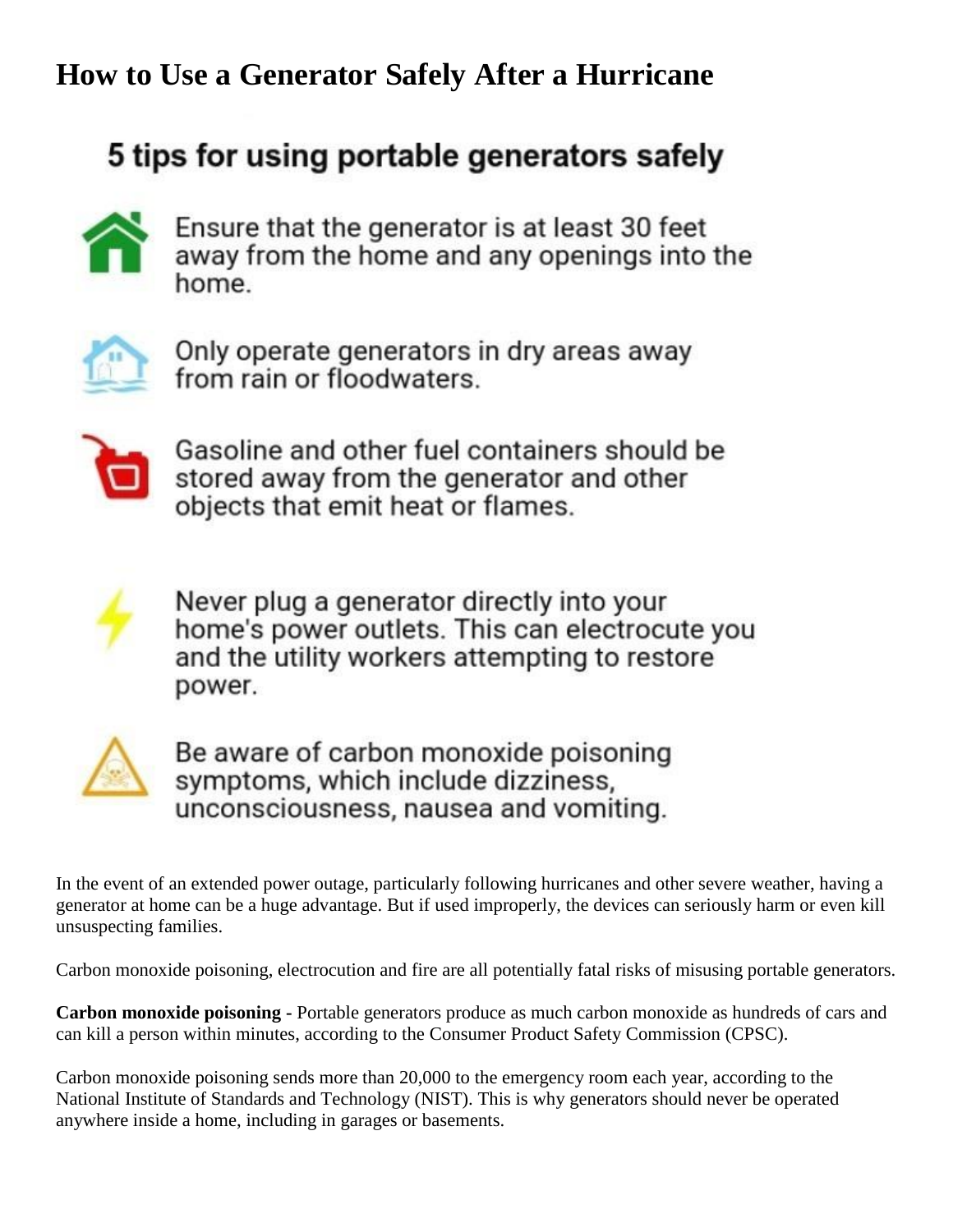# How to Use a Generator Safely After a Hurricane

## 5 tips for using portable generators safely

- Ensure that the generator is at least 30 feet away from the home and any openings into the home.
- Only operate generators in dry areas away from rain or floodwaters.
- Gasoline and other fuel containers should be stored away from the generator and other objects that emit heat or flames.
- Never plug a generator directly into your home's power outlets. This can electrocute you and the utility workers attempting to restore power.
- Be aware of carbon monoxide poisoning symptoms, which include dizziness, unconsciousness, nausea and vomiting.

In the event of an extended power outage, particularly following hurricanes and other severe weather, having a generator at home can be a huge advantage. But if used improperly, the devices can seriously harm or even kill unsuspecting families.

Carbon monoxide poisoning, electrocution and fire are all potentially fatal risks of misusing portable generators.

**Carbon monoxide poisoning** - Portable generators produce as much carbon monoxide as hundreds of cars and can kill a person within minutes, according to the Consumer Product Safety Commission (CPSC).

Carbon monoxide poisoning sends more than 20,000 to the emergency room each year, according to the National Institute of Standards and Technology (NIST). This is why generators should never be operated anywhere inside a home, including in garages or basements.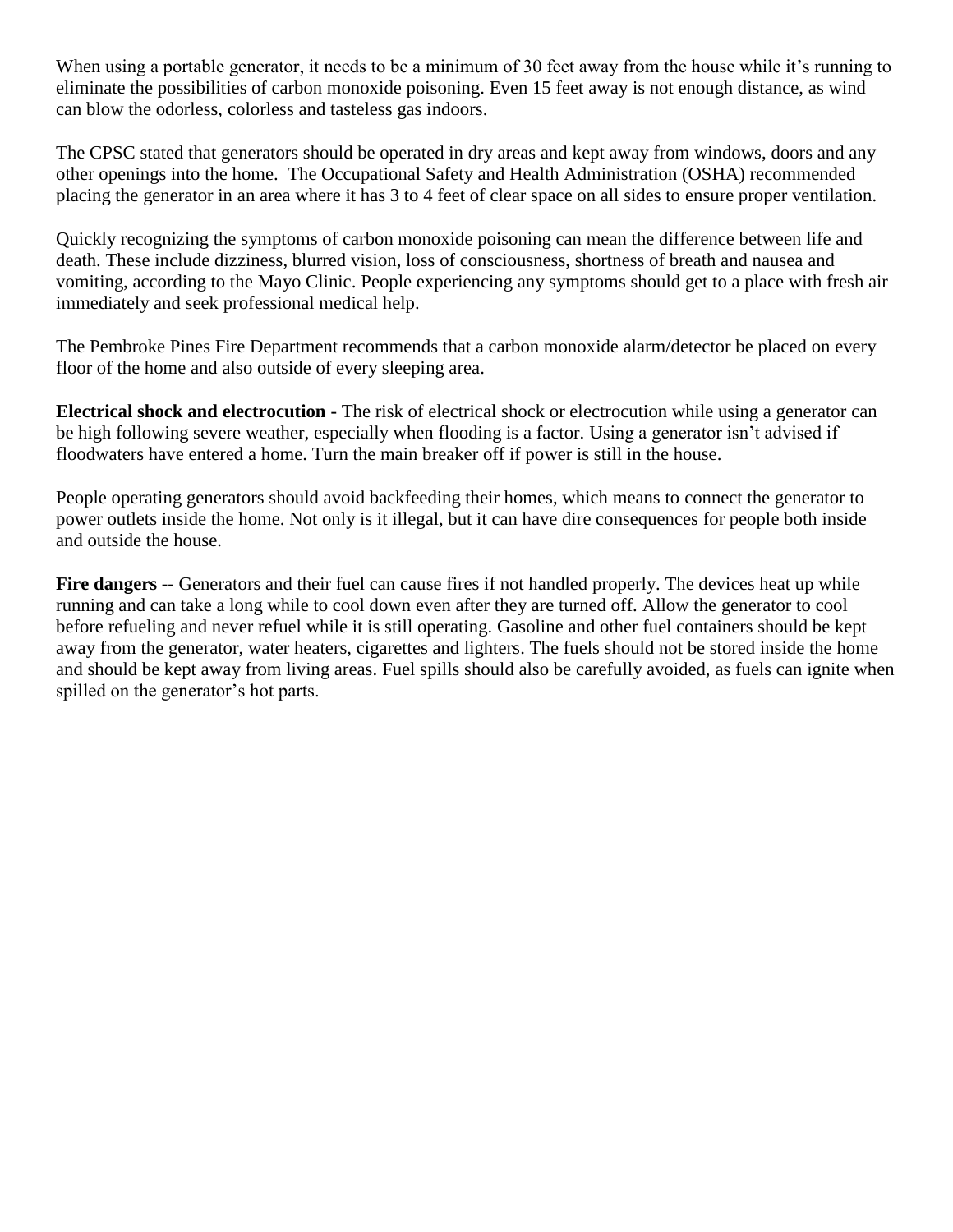When using a portable generator, it needs to be a minimum of 30 feet away from the house while it's running to eliminate the possibilities of carbon monoxide poisoning. Even 15 feet away is not enough distance, as wind can blow the odorless, colorless and tasteless gas indoors.

The CPSC stated that generators should be operated in dry areas and kept away from windows, doors and any other openings into the home. The Occupational Safety and Health Administration (OSHA) recommended placing the generator in an area where it has 3 to 4 feet of clear space on all sides to ensure proper ventilation.

Quickly recognizing the symptoms of carbon monoxide poisoning can mean the difference between life and death. These include dizziness, blurred vision, loss of consciousness, shortness of breath and nausea and vomiting, according to the Mayo Clinic. People experiencing any symptoms should get to a place with fresh air immediately and seek professional medical help.

The Pembroke Pines Fire Department recommends that a carbon monoxide alarm/detector be placed on every floor of the home and also outside of every sleeping area.

**Electrical shock and electrocution -** The risk of electrical shock or electrocution while using a generator can be high following severe weather, especially when flooding is a factor. Using a generator isn't advised if floodwaters have entered a home. Turn the main breaker off if power is still in the house.

People operating generators should avoid backfeeding their homes, which means to connect the generator to power outlets inside the home. Not only is it illegal, but it can have dire consequences for people both inside and outside the house.

**Fire dangers --** Generators and their fuel can cause fires if not handled properly. The devices heat up while running and can take a long while to cool down even after they are turned off. Allow the generator to cool before refueling and never refuel while it is still operating. Gasoline and other fuel containers should be kept away from the generator, water heaters, cigarettes and lighters. The fuels should not be stored inside the home and should be kept away from living areas. Fuel spills should also be carefully avoided, as fuels can ignite when spilled on the generator's hot parts.